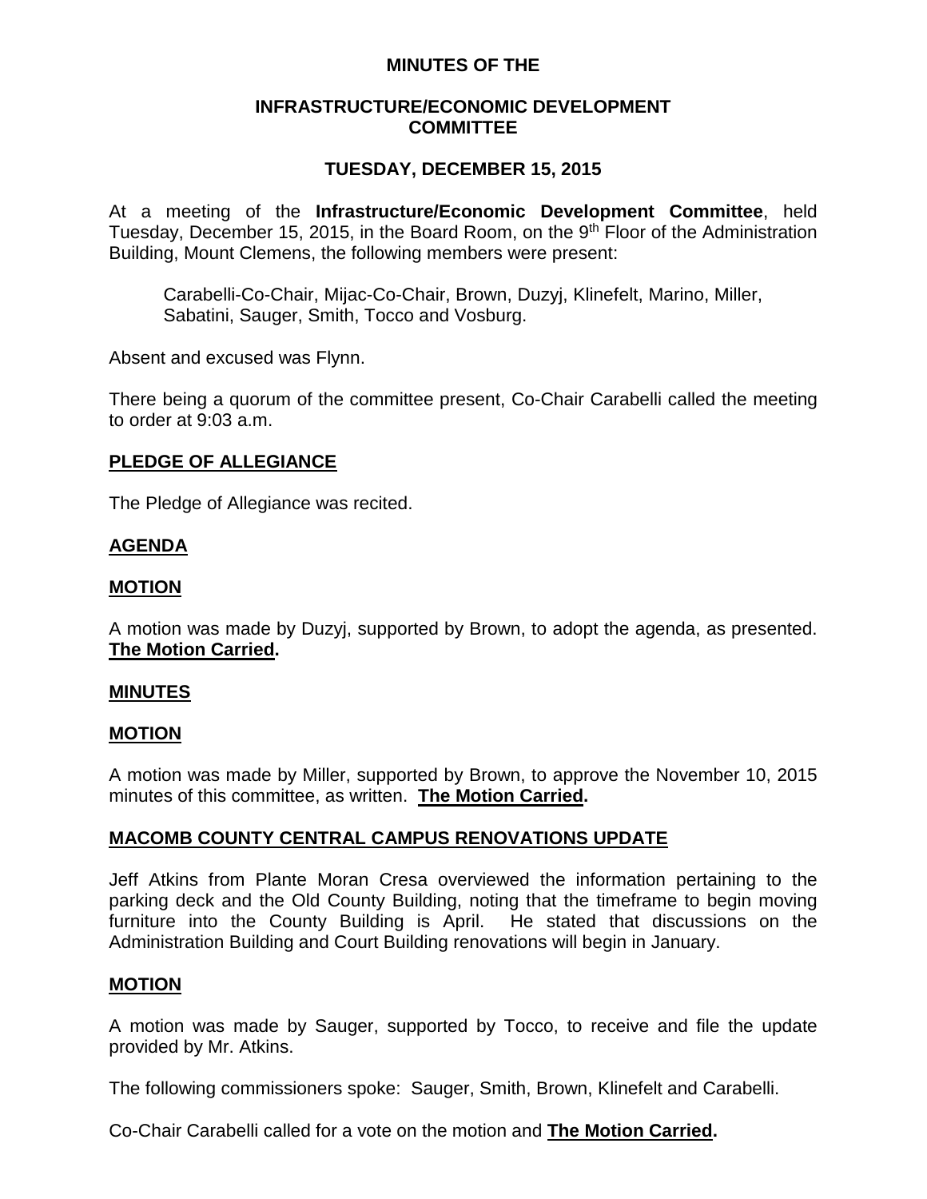# MINUTES OF THE

## INFRASTRUCTURE/ECONOMIC DEVELOPMENT COMMITTEE

## TUESDAY, DECEMBER 15, 2015

At a meeting of the **Infrastructure/Economic Development Committee**, held Tuesday, December 15, 2015, in the Board Room, on the 9th Floor of the Administration Building, Mount Clemens, the following members were present:

Carabelli-Co-Chair, Mijac-Co-Chair, Brown, Duzyj, Klinefelt, Marino, Miller, Sabatini, Sauger, Smith, Tocco and Vosburg.

Absent and excused was Flynn.

There being a quorum of the committee present, Co-Chair Carabelli called the meeting to order at 9:03 a.m.

**PLEDGE OF ALLEGIANCE**

The Pledge of Allegiance was recited.

**AGENDA**

**MOTION**

A motion was made by Duzyj, supported by Brown, to adopt the agenda, as presented. **The Motion Carried.**

**MINUTES**

**MOTION**

A motion was made by Miller, supported by Brown, to approve the November 10, 2015 minutes of this committee, as written. **The Motion Carried.**

**MACOMB COUNTY CENTRAL CAMPUS RENOVATIONS UPDATE**

Jeff Atkins from Plante Moran Cresa overviewed the information pertaining to the parking deck and the Old County Building, noting that the timeframe to begin moving furniture into the County Building is April. He stated that discussions on the Administration Building and Court Building renovations will begin in January.

**MOTION**

A motion was made by Sauger, supported by Tocco, to receive and file the update provided by Mr. Atkins.

The following commissioners spoke: Sauger, Smith, Brown, Klinefelt and Carabelli.

Co-Chair Carabelli called for a vote on the motion and **The Motion Carried.**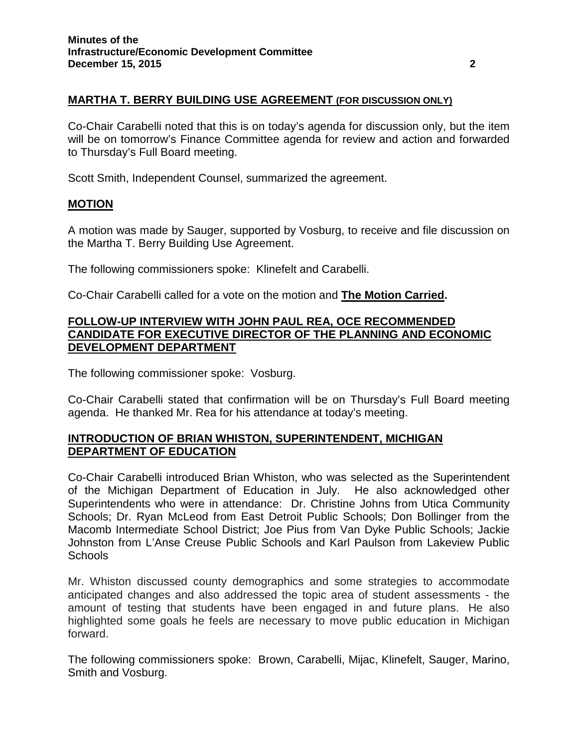## MARTHA T. BERRY BUILDING USE AGREEMENT (FOR DISCUSSION ONLY)

Co-Chair Carabelli noted that this is on today's agenda for discussion only, but the item will be on tomorrow's Finance Committee agenda for review and action and forwarded to Thursday's Full Board meeting.

Scott Smith, Independent Counsel, summarized the agreement.

## MOTION

A motion was made by Sauger, supported by Vosburg, to receive and file discussion on the Martha T. Berry Building Use Agreement.

The following commissioners spoke: Klinefelt and Carabelli.

Co-Chair Carabelli called for a vote on the motion and **The Motion Carried.**

## FOLLOW-UP INTERVIEW WITH JOHN PAUL REA, OCE RECOMMENDED CANDIDATE FOR EXECUTIVE DIRECTOR OF THE PLANNING AND ECONOMIC DEVELOPMENT DEPARTMENT

The following commissioner spoke: Vosburg.

Co-Chair Carabelli stated that confirmation will be on Thursday's Full Board meeting agenda. He thanked Mr. Rea for his attendance at today's meeting.

## INTRODUCTION OF BRIAN WHISTON, SUPERINTENDENT, MICHIGAN DEPARTMENT OF EDUCATION

Co-Chair Carabelli introduced Brian Whiston, who was selected as the Superintendent of the Michigan Department of Education in July. He also acknowledged other Superintendents who were in attendance: Dr. Christine Johns from Utica Community Schools; Dr. Ryan McLeod from East Detroit Public Schools; Don Bollinger from the Macomb Intermediate School District; Joe Pius from Van Dyke Public Schools; Jackie Johnston from L'Anse Creuse Public Schools and Karl Paulson from Lakeview Public Schools

Mr. Whiston discussed county demographics and some strategies to accommodate anticipated changes and also addressed the topic area of student assessments - the amount of testing that students have been engaged in and future plans. He also highlighted some goals he feels are necessary to move public education in Michigan forward.

The following commissioners spoke: Brown, Carabelli, Mijac, Klinefelt, Sauger, Marino, Smith and Vosburg.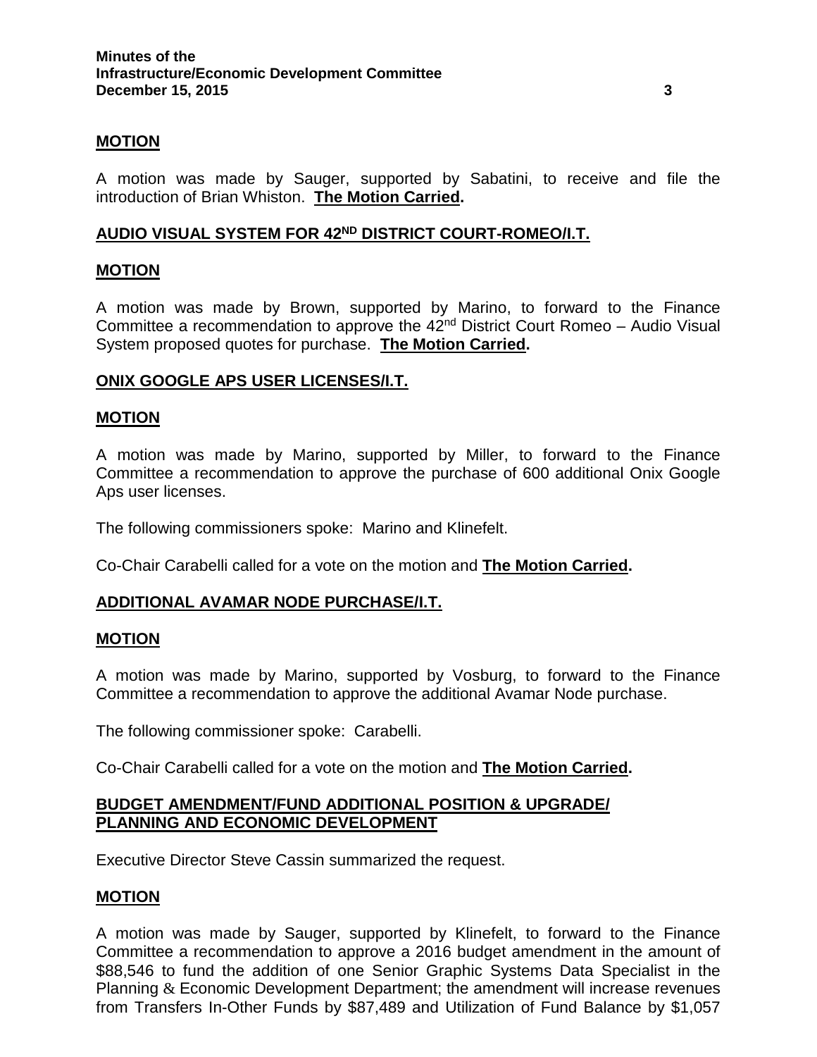**MOTION**

A motion was made by Sauger, supported by Sabatini, to receive and file the introduction of Brian Whiston. **The Motion Carried.**

**AUDIO VISUAL SYSTEM FOR 42ND DISTRICT COURT-ROMEO/I.T.**

**MOTION**

A motion was made by Brown, supported by Marino, to forward to the Finance Committee a recommendation to approve the 42nd District Court Romeo – Audio Visual System proposed quotes for purchase. **The Motion Carried.**

**ONIX GOOGLE APS USER LICENSES/I.T.**

**MOTION**

A motion was made by Marino, supported by Miller, to forward to the Finance Committee a recommendation to approve the purchase of 600 additional Onix Google Aps user licenses.

The following commissioners spoke: Marino and Klinefelt.

Co-Chair Carabelli called for a vote on the motion and **The Motion Carried.**

**ADDITIONAL AVAMAR NODE PURCHASE/I.T.**

**MOTION**

A motion was made by Marino, supported by Vosburg, to forward to the Finance Committee a recommendation to approve the additional Avamar Node purchase.

The following commissioner spoke: Carabelli.

Co-Chair Carabelli called for a vote on the motion and **The Motion Carried.**

**BUDGET AMENDMENT/FUND ADDITIONAL POSITION & UPGRADE/ PLANNING AND ECONOMIC DEVELOPMENT**

Executive Director Steve Cassin summarized the request.

**MOTION**

A motion was made by Sauger, supported by Klinefelt, to forward to the Finance Committee a recommendation to approve a 2016 budget amendment in the amount of $88,546 to fund the addition of one Senior Graphic Systems Data Specialist in the Planning & Economic Development Department; the amendment will increase revenues from Transfers In-Other Funds by $87,489 and Utilization of Fund Balance by $1,057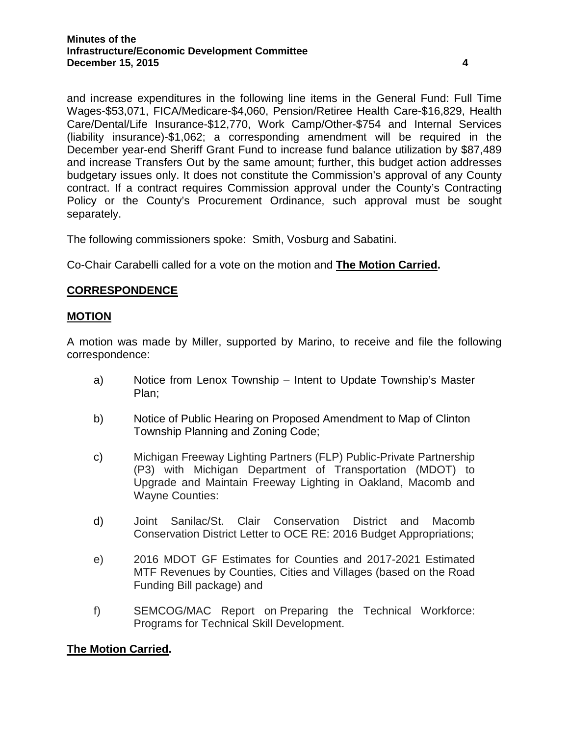and increase expenditures in the following line items in the General Fund: Full Time Wages-$53,071, FICA/Medicare-$4,060, Pension/Retiree Health Care-$16,829, Health Care/Dental/Life Insurance-$12,770, Work Camp/Other-$754 and Internal Services (liability insurance)-$1,062; a corresponding amendment will be required in the December year-end Sheriff Grant Fund to increase fund balance utilization by $87,489 and increase Transfers Out by the same amount; further, this budget action addresses budgetary issues only. It does not constitute the Commission's approval of any County contract. If a contract requires Commission approval under the County's Contracting Policy or the County's Procurement Ordinance, such approval must be sought separately.

The following commissioners spoke: Smith, Vosburg and Sabatini.

Co-Chair Carabelli called for a vote on the motion and **The Motion Carried.**

## **CORRESPONDENCE**

### **MOTION**

A motion was made by Miller, supported by Marino, to receive and file the following correspondence:

a) Notice from Lenox Township – Intent to Update Township's Master Plan;

b) Notice of Public Hearing on Proposed Amendment to Map of Clinton Township Planning and Zoning Code;

c) Michigan Freeway Lighting Partners (FLP) Public-Private Partnership (P3) with Michigan Department of Transportation (MDOT) to Upgrade and Maintain Freeway Lighting in Oakland, Macomb and Wayne Counties:

d) Joint Sanilac/St. Clair Conservation District and Macomb Conservation District Letter to OCE RE: 2016 Budget Appropriations;

e) 2016 MDOT GF Estimates for Counties and 2017-2021 Estimated MTF Revenues by Counties, Cities and Villages (based on the Road Funding Bill package) and

f) SEMCOG/MAC Report on Preparing the Technical Workforce: Programs for Technical Skill Development.

**The Motion Carried.**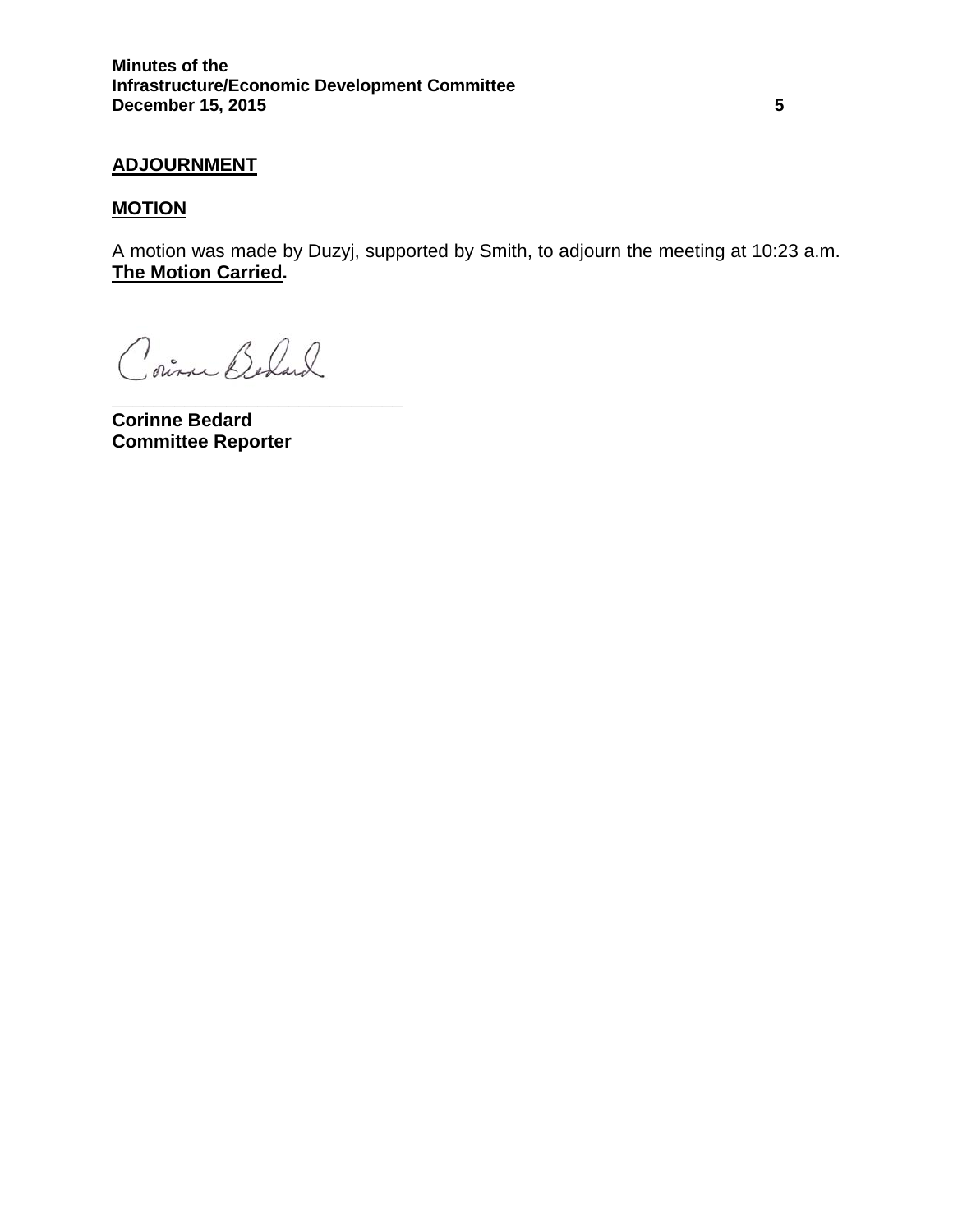**ADJOURNMENT**

**MOTION**

A motion was made by Duzyj, supported by Smith, to adjourn the meeting at 10:23 a.m. **The Motion Carried.**

\_\_\_\_\_\_\_\_\_\_\_\_\_\_\_\_\_\_\_\_\_\_\_\_\_\_\_\_\_\_
**Corinne Bedard**
**Committee Reporter**